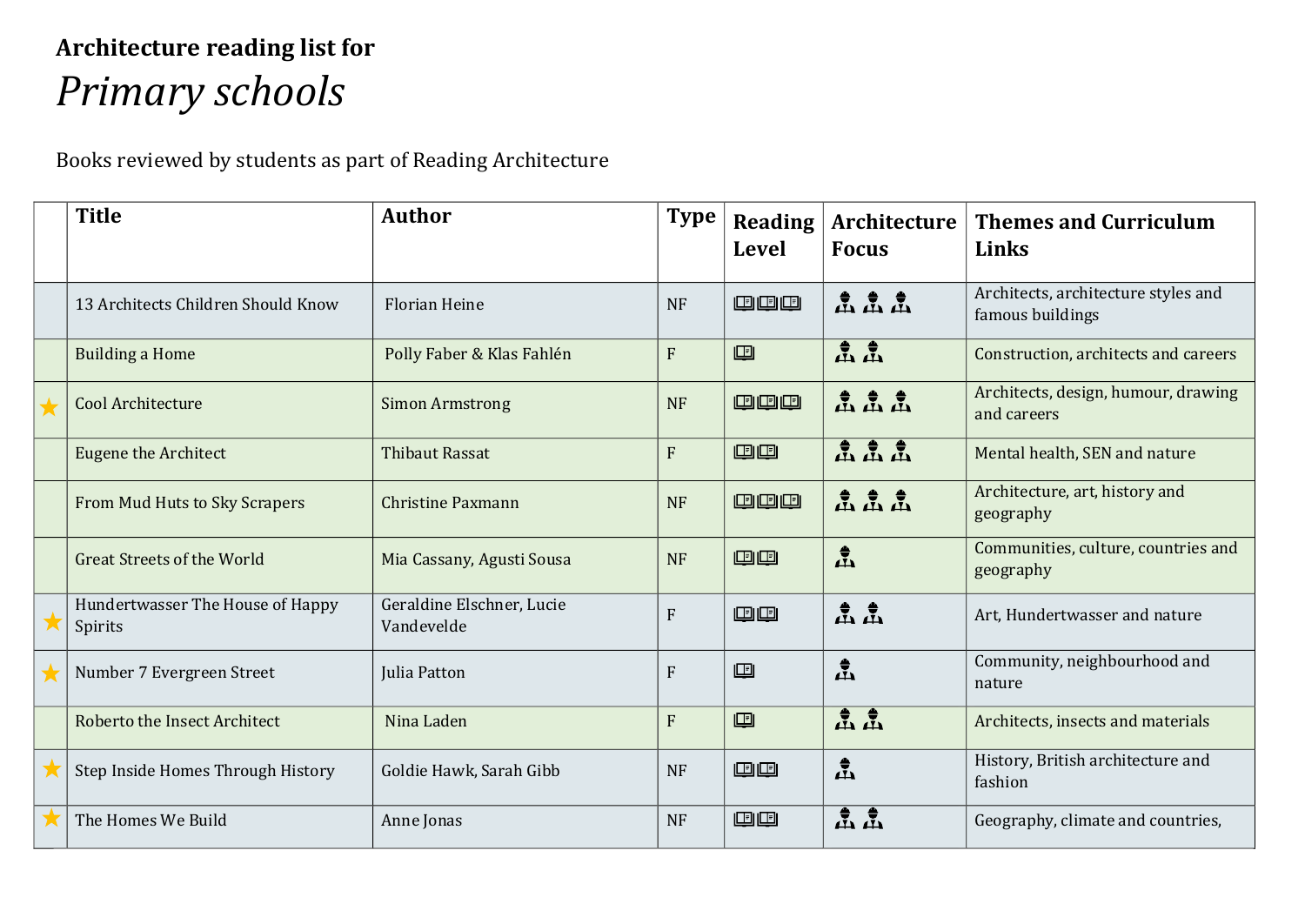**Architecture reading list for**

# *Primary schools*

Books reviewed by students as part of Reading Architecture

| | Title | Author | Type | Reading Level | Architecture Focus | Themes and Curriculum Links |
|---|---|---|---|---|---|---|
| | 13 Architects Children Should Know | Florian Heine | NF | 📖📖📖 | 👷👷👷 | Architects, architecture styles and famous buildings |
| | Building a Home | Polly Faber & Klas Fahlén | F | 📖 | 👷👷 | Construction, architects and careers |
| ★ | Cool Architecture | Simon Armstrong | NF | 📖📖📖 | 👷👷👷 | Architects, design, humour, drawing and careers |
| | Eugene the Architect | Thibaut Rassat | F | 📖📖 | 👷👷👷 | Mental health, SEN and nature |
| | From Mud Huts to Sky Scrapers | Christine Paxmann | NF | 📖📖📖 | 👷👷👷 | Architecture, art, history and geography |
| | Great Streets of the World | Mia Cassany, Agusti Sousa | NF | 📖📖 | 👷 | Communities, culture, countries and geography |
| ★ | Hundertwasser The House of Happy Spirits | Geraldine Elschner, Lucie Vandevelde | F | 📖📖 | 👷👷 | Art, Hundertwasser and nature |
| ★ | Number 7 Evergreen Street | Julia Patton | F | 📖 | 👷 | Community, neighbourhood and nature |
| | Roberto the Insect Architect | Nina Laden | F | 📖 | 👷👷 | Architects, insects and materials |
| ★ | Step Inside Homes Through History | Goldie Hawk, Sarah Gibb | NF | 📖📖 | 👷 | History, British architecture and fashion |
| ★ | The Homes We Build | Anne Jonas | NF | 📖📖 | 👷👷 | Geography, climate and countries, |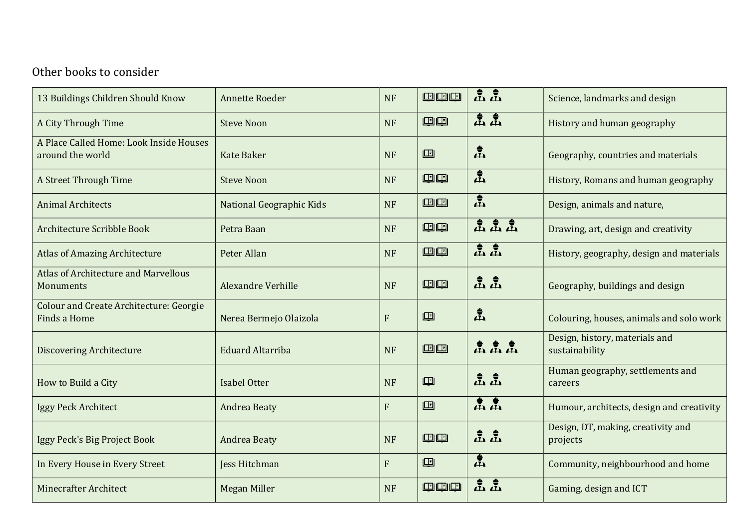## Other books to consider

| | | | | | |
|---|---|---|---|---|---|
| 13 Buildings Children Should Know | Annette Roeder | NF | 📖📖📖 | 👷 👷 | Science, landmarks and design |
| A City Through Time | Steve Noon | NF | 📖📖 | 👷 👷 | History and human geography |
| A Place Called Home: Look Inside Houses around the world | Kate Baker | NF | 📖 | 👷 | Geography, countries and materials |
| A Street Through Time | Steve Noon | NF | 📖📖 | 👷 | History, Romans and human geography |
| Animal Architects | National Geographic Kids | NF | 📖📖 | 👷 | Design, animals and nature, |
| Architecture Scribble Book | Petra Baan | NF | 📖📖 | 👷 👷 👷 | Drawing, art, design and creativity |
| Atlas of Amazing Architecture | Peter Allan | NF | 📖📖 | 👷 👷 | History, geography, design and materials |
| Atlas of Architecture and Marvellous Monuments | Alexandre Verhille | NF | 📖📖 | 👷 👷 | Geography, buildings and design |
| Colour and Create Architecture: Georgie Finds a Home | Nerea Bermejo Olaizola | F | 📖 | 👷 | Colouring, houses, animals and solo work |
| Discovering Architecture | Eduard Altarriba | NF | 📖📖 | 👷 👷 👷 | Design, history, materials and sustainability |
| How to Build a City | Isabel Otter | NF | 📖 | 👷 👷 | Human geography, settlements and careers |
| Iggy Peck Architect | Andrea Beaty | F | 📖 | 👷 👷 | Humour, architects, design and creativity |
| Iggy Peck's Big Project Book | Andrea Beaty | NF | 📖📖 | 👷 👷 | Design, DT, making, creativity and projects |
| In Every House in Every Street | Jess Hitchman | F | 📖 | 👷 | Community, neighbourhood and home |
| Minecrafter Architect | Megan Miller | NF | 📖📖📖 | 👷 👷 | Gaming, design and ICT |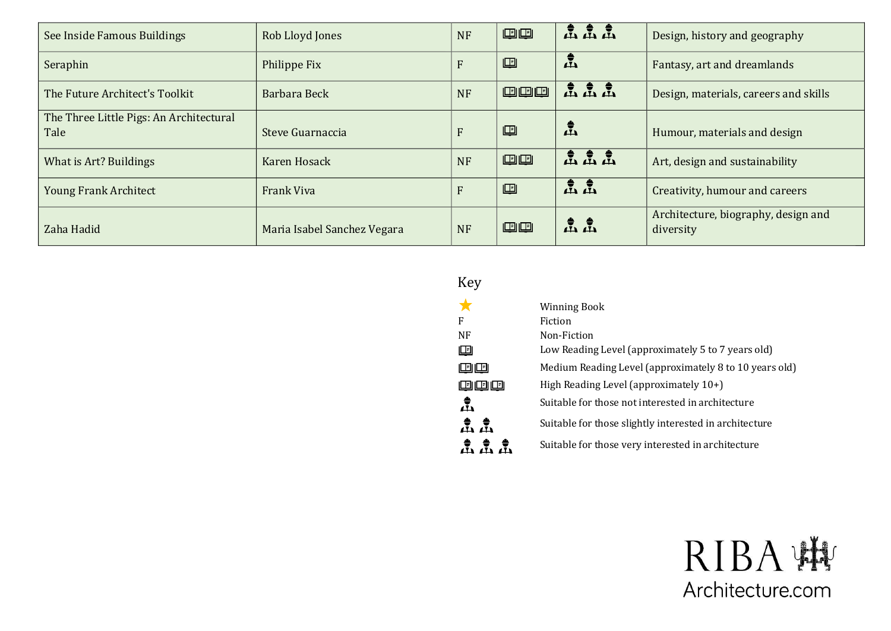| | | | | | |
|---|---|---|---|---|---|
| See Inside Famous Buildings | Rob Lloyd Jones | NF | 📖📖 | 👷👷👷 | Design, history and geography |
| Seraphin | Philippe Fix | F | 📖 | 👷 | Fantasy, art and dreamlands |
| The Future Architect's Toolkit | Barbara Beck | NF | 📖📖📖 | 👷👷👷 | Design, materials, careers and skills |
| The Three Little Pigs: An Architectural Tale | Steve Guarnaccia | F | 📖 | 👷 | Humour, materials and design |
| What is Art? Buildings | Karen Hosack | NF | 📖📖 | 👷👷👷 | Art, design and sustainability |
| Young Frank Architect | Frank Viva | F | 📖 | 👷👷 | Creativity, humour and careers |
| Zaha Hadid | Maria Isabel Sanchez Vegara | NF | 📖📖 | 👷👷 | Architecture, biography, design and diversity |

## Key

| | |
|---|---|
| ★ | Winning Book |
| F | Fiction |
| NF | Non-Fiction |
| 📖 | Low Reading Level (approximately 5 to 7 years old) |
| 📖📖 | Medium Reading Level (approximately 8 to 10 years old) |
| 📖📖📖 | High Reading Level (approximately 10+) |
| 👷 | Suitable for those not interested in architecture |
| 👷👷 | Suitable for those slightly interested in architecture |
| 👷👷👷 | Suitable for those very interested in architecture |

RIBA
Architecture.com